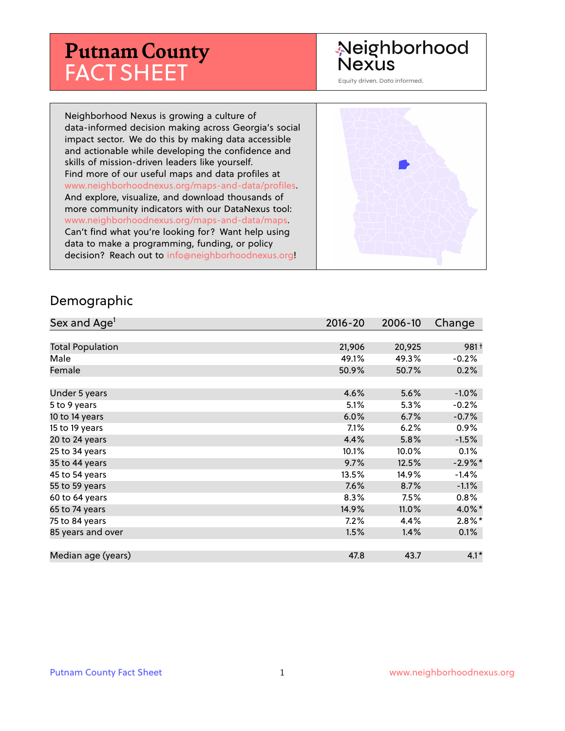# Putnam County FACT SHEET

Neighborhood Nexus

Equity driven. Data informed.

Neighborhood Nexus is growing a culture of data-informed decision making across Georgia's social impact sector. We do this by making data accessible and actionable while developing the confidence and skills of mission-driven leaders like yourself. Find more of our useful maps and data profiles at www.neighborhoodnexus.org/maps-and-data/profiles. And explore, visualize, and download thousands of more community indicators with our DataNexus tool: www.neighborhoodnexus.org/maps-and-data/maps. Can't find what you're looking for? Want help using data to make a programming, funding, or policy decision? Reach out to info@neighborhoodnexus.org!

## Demographic

| Sex and Age[1] | 2016-20 | 2006-10 | Change |
|---|---|---|---|
| Total Population | 21,906 | 20,925 | 981† |
| Male | 49.1% | 49.3% | -0.2% |
| Female | 50.9% | 50.7% | 0.2% |
| | | | |
| Under 5 years | 4.6% | 5.6% | -1.0% |
| 5 to 9 years | 5.1% | 5.3% | -0.2% |
| 10 to 14 years | 6.0% | 6.7% | -0.7% |
| 15 to 19 years | 7.1% | 6.2% | 0.9% |
| 20 to 24 years | 4.4% | 5.8% | -1.5% |
| 25 to 34 years | 10.1% | 10.0% | 0.1% |
| 35 to 44 years | 9.7% | 12.5% | -2.9%* |
| 45 to 54 years | 13.5% | 14.9% | -1.4% |
| 55 to 59 years | 7.6% | 8.7% | -1.1% |
| 60 to 64 years | 8.3% | 7.5% | 0.8% |
| 65 to 74 years | 14.9% | 11.0% | 4.0%* |
| 75 to 84 years | 7.2% | 4.4% | 2.8%* |
| 85 years and over | 1.5% | 1.4% | 0.1% |
| | | | |
| Median age (years) | 47.8 | 43.7 | 4.1* |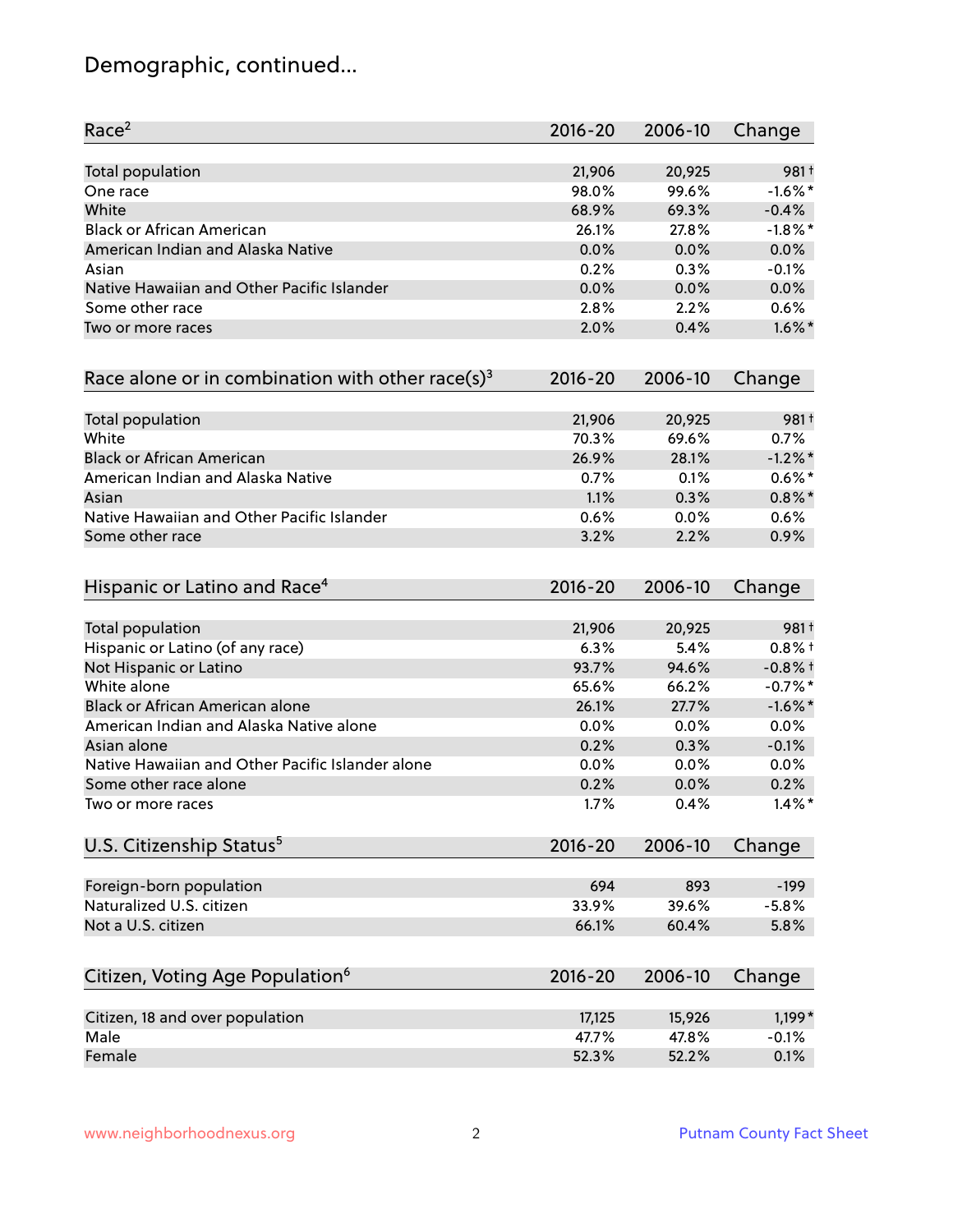# Demographic, continued...

| Race[2] | 2016-20 | 2006-10 | Change |
|---|---|---|---|
| Total population | 21,906 | 20,925 | 981† |
| One race | 98.0% | 99.6% | -1.6%* |
| White | 68.9% | 69.3% | -0.4% |
| Black or African American | 26.1% | 27.8% | -1.8%* |
| American Indian and Alaska Native | 0.0% | 0.0% | 0.0% |
| Asian | 0.2% | 0.3% | -0.1% |
| Native Hawaiian and Other Pacific Islander | 0.0% | 0.0% | 0.0% |
| Some other race | 2.8% | 2.2% | 0.6% |
| Two or more races | 2.0% | 0.4% | 1.6%* |

| Race alone or in combination with other race(s)[3] | 2016-20 | 2006-10 | Change |
|---|---|---|---|
| Total population | 21,906 | 20,925 | 981† |
| White | 70.3% | 69.6% | 0.7% |
| Black or African American | 26.9% | 28.1% | -1.2%* |
| American Indian and Alaska Native | 0.7% | 0.1% | 0.6%* |
| Asian | 1.1% | 0.3% | 0.8%* |
| Native Hawaiian and Other Pacific Islander | 0.6% | 0.0% | 0.6% |
| Some other race | 3.2% | 2.2% | 0.9% |

| Hispanic or Latino and Race[4] | 2016-20 | 2006-10 | Change |
|---|---|---|---|
| Total population | 21,906 | 20,925 | 981† |
| Hispanic or Latino (of any race) | 6.3% | 5.4% | 0.8%† |
| Not Hispanic or Latino | 93.7% | 94.6% | -0.8%† |
| White alone | 65.6% | 66.2% | -0.7%* |
| Black or African American alone | 26.1% | 27.7% | -1.6%* |
| American Indian and Alaska Native alone | 0.0% | 0.0% | 0.0% |
| Asian alone | 0.2% | 0.3% | -0.1% |
| Native Hawaiian and Other Pacific Islander alone | 0.0% | 0.0% | 0.0% |
| Some other race alone | 0.2% | 0.0% | 0.2% |
| Two or more races | 1.7% | 0.4% | 1.4%* |

| U.S. Citizenship Status[5] | 2016-20 | 2006-10 | Change |
|---|---|---|---|
| Foreign-born population | 694 | 893 | -199 |
| Naturalized U.S. citizen | 33.9% | 39.6% | -5.8% |
| Not a U.S. citizen | 66.1% | 60.4% | 5.8% |

| Citizen, Voting Age Population[6] | 2016-20 | 2006-10 | Change |
|---|---|---|---|
| Citizen, 18 and over population | 17,125 | 15,926 | 1,199* |
| Male | 47.7% | 47.8% | -0.1% |
| Female | 52.3% | 52.2% | 0.1% |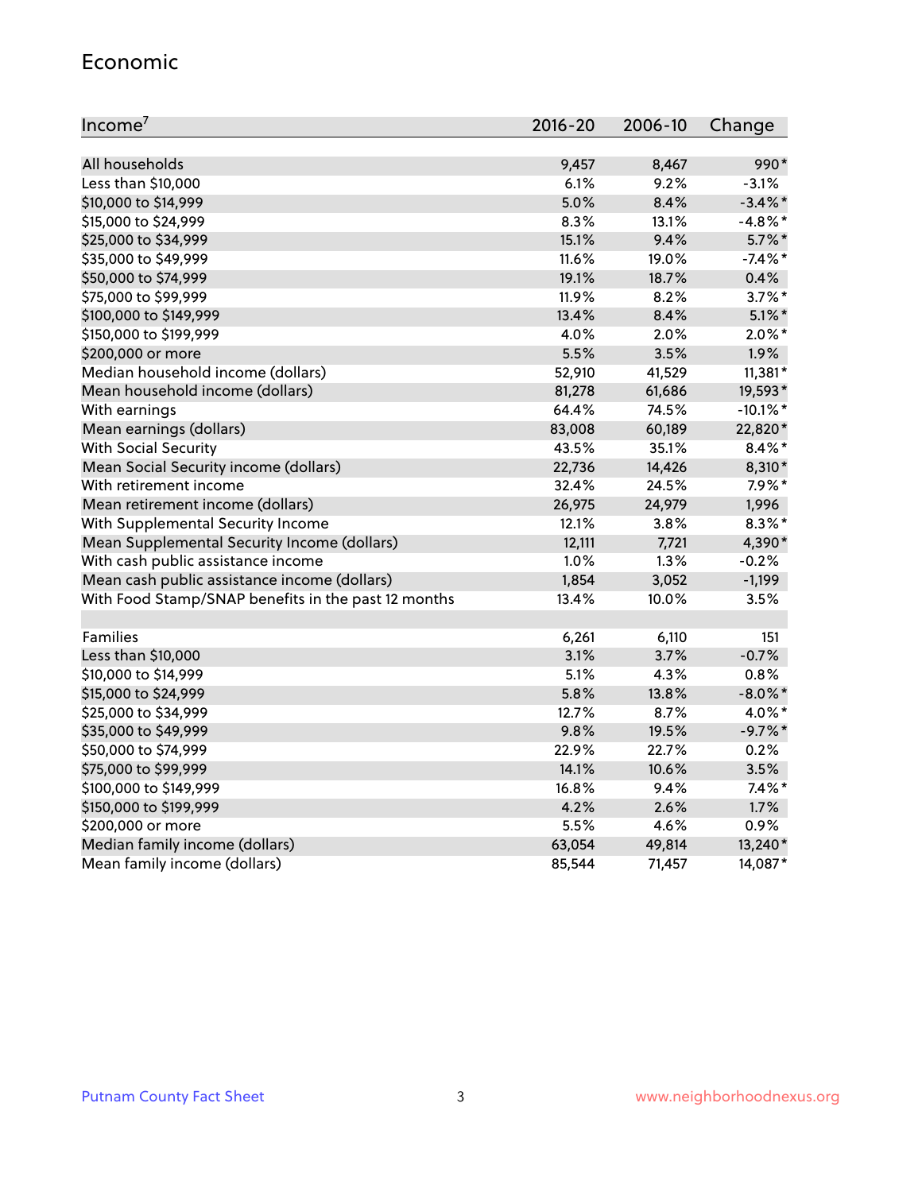## Economic

| Income[7] | 2016-20 | 2006-10 | Change |
|---|---|---|---|
| All households | 9,457 | 8,467 | 990* |
| Less than $10,000 | 6.1% | 9.2% | -3.1% |
| $10,000 to $14,999 | 5.0% | 8.4% | -3.4%* |
| $15,000 to $24,999 | 8.3% | 13.1% | -4.8%* |
| $25,000 to $34,999 | 15.1% | 9.4% | 5.7%* |
| $35,000 to $49,999 | 11.6% | 19.0% | -7.4%* |
| $50,000 to $74,999 | 19.1% | 18.7% | 0.4% |
| $75,000 to $99,999 | 11.9% | 8.2% | 3.7%* |
| $100,000 to $149,999 | 13.4% | 8.4% | 5.1%* |
| $150,000 to $199,999 | 4.0% | 2.0% | 2.0%* |
| $200,000 or more | 5.5% | 3.5% | 1.9% |
| Median household income (dollars) | 52,910 | 41,529 | 11,381* |
| Mean household income (dollars) | 81,278 | 61,686 | 19,593* |
| With earnings | 64.4% | 74.5% | -10.1%* |
| Mean earnings (dollars) | 83,008 | 60,189 | 22,820* |
| With Social Security | 43.5% | 35.1% | 8.4%* |
| Mean Social Security income (dollars) | 22,736 | 14,426 | 8,310* |
| With retirement income | 32.4% | 24.5% | 7.9%* |
| Mean retirement income (dollars) | 26,975 | 24,979 | 1,996 |
| With Supplemental Security Income | 12.1% | 3.8% | 8.3%* |
| Mean Supplemental Security Income (dollars) | 12,111 | 7,721 | 4,390* |
| With cash public assistance income | 1.0% | 1.3% | -0.2% |
| Mean cash public assistance income (dollars) | 1,854 | 3,052 | -1,199 |
| With Food Stamp/SNAP benefits in the past 12 months | 13.4% | 10.0% | 3.5% |
| | | | |
| Families | 6,261 | 6,110 | 151 |
| Less than $10,000 | 3.1% | 3.7% | -0.7% |
| $10,000 to $14,999 | 5.1% | 4.3% | 0.8% |
| $15,000 to $24,999 | 5.8% | 13.8% | -8.0%* |
| $25,000 to $34,999 | 12.7% | 8.7% | 4.0%* |
| $35,000 to $49,999 | 9.8% | 19.5% | -9.7%* |
| $50,000 to $74,999 | 22.9% | 22.7% | 0.2% |
| $75,000 to $99,999 | 14.1% | 10.6% | 3.5% |
| $100,000 to $149,999 | 16.8% | 9.4% | 7.4%* |
| $150,000 to $199,999 | 4.2% | 2.6% | 1.7% |
| $200,000 or more | 5.5% | 4.6% | 0.9% |
| Median family income (dollars) | 63,054 | 49,814 | 13,240* |
| Mean family income (dollars) | 85,544 | 71,457 | 14,087* |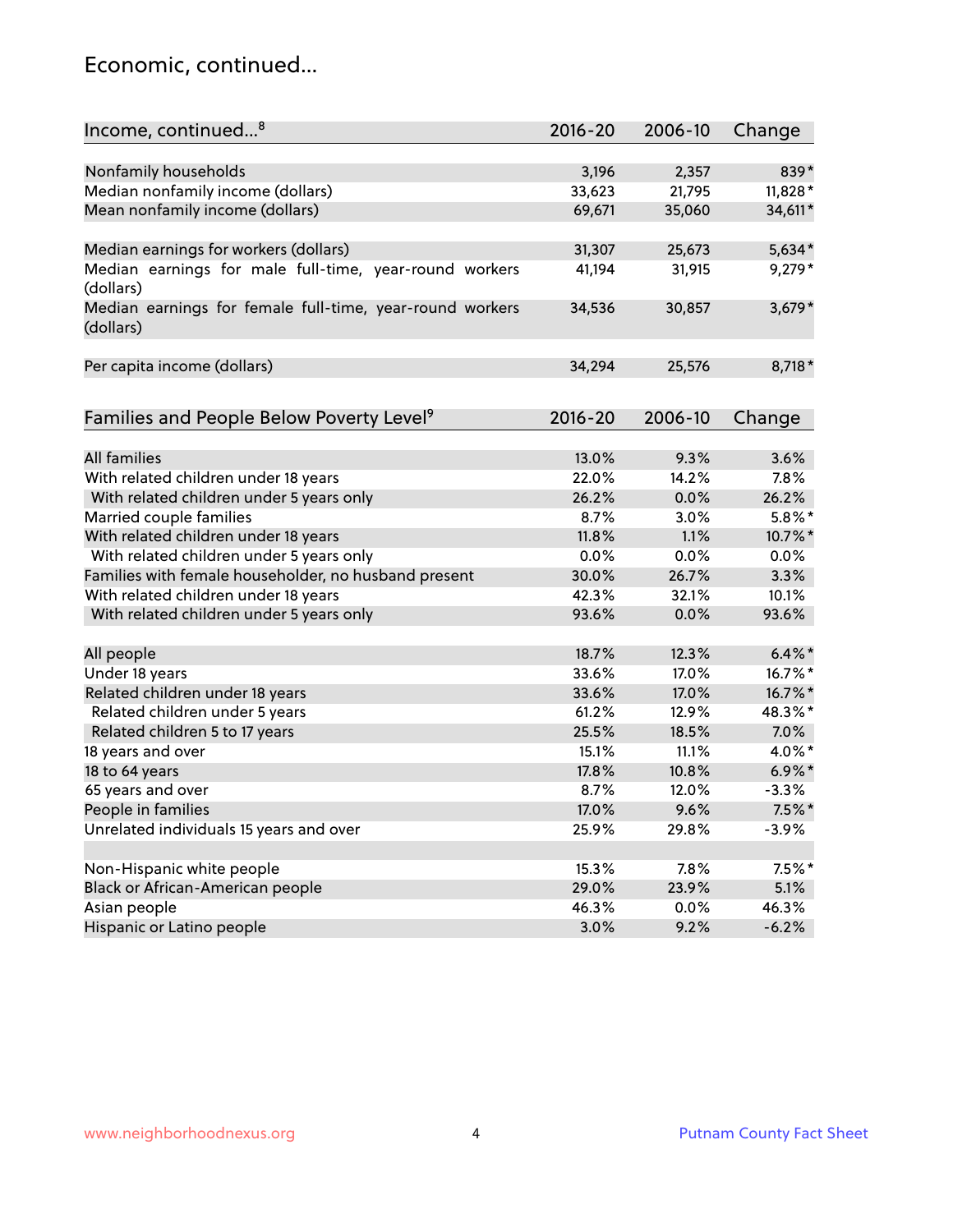## Economic, continued...

| Income, continued...[8] | 2016-20 | 2006-10 | Change |
|---|---|---|---|
| Nonfamily households | 3,196 | 2,357 | 839* |
| Median nonfamily income (dollars) | 33,623 | 21,795 | 11,828* |
| Mean nonfamily income (dollars) | 69,671 | 35,060 | 34,611* |
| Median earnings for workers (dollars) | 31,307 | 25,673 | 5,634* |
| Median earnings for male full-time, year-round workers (dollars) | 41,194 | 31,915 | 9,279* |
| Median earnings for female full-time, year-round workers (dollars) | 34,536 | 30,857 | 3,679* |
| Per capita income (dollars) | 34,294 | 25,576 | 8,718* |

| Families and People Below Poverty Level[9] | 2016-20 | 2006-10 | Change |
|---|---|---|---|
| All families | 13.0% | 9.3% | 3.6% |
| With related children under 18 years | 22.0% | 14.2% | 7.8% |
| With related children under 5 years only | 26.2% | 0.0% | 26.2% |
| Married couple families | 8.7% | 3.0% | 5.8%* |
| With related children under 18 years | 11.8% | 1.1% | 10.7%* |
| With related children under 5 years only | 0.0% | 0.0% | 0.0% |
| Families with female householder, no husband present | 30.0% | 26.7% | 3.3% |
| With related children under 18 years | 42.3% | 32.1% | 10.1% |
| With related children under 5 years only | 93.6% | 0.0% | 93.6% |
| All people | 18.7% | 12.3% | 6.4%* |
| Under 18 years | 33.6% | 17.0% | 16.7%* |
| Related children under 18 years | 33.6% | 17.0% | 16.7%* |
| Related children under 5 years | 61.2% | 12.9% | 48.3%* |
| Related children 5 to 17 years | 25.5% | 18.5% | 7.0% |
| 18 years and over | 15.1% | 11.1% | 4.0%* |
| 18 to 64 years | 17.8% | 10.8% | 6.9%* |
| 65 years and over | 8.7% | 12.0% | -3.3% |
| People in families | 17.0% | 9.6% | 7.5%* |
| Unrelated individuals 15 years and over | 25.9% | 29.8% | -3.9% |
| Non-Hispanic white people | 15.3% | 7.8% | 7.5%* |
| Black or African-American people | 29.0% | 23.9% | 5.1% |
| Asian people | 46.3% | 0.0% | 46.3% |
| Hispanic or Latino people | 3.0% | 9.2% | -6.2% |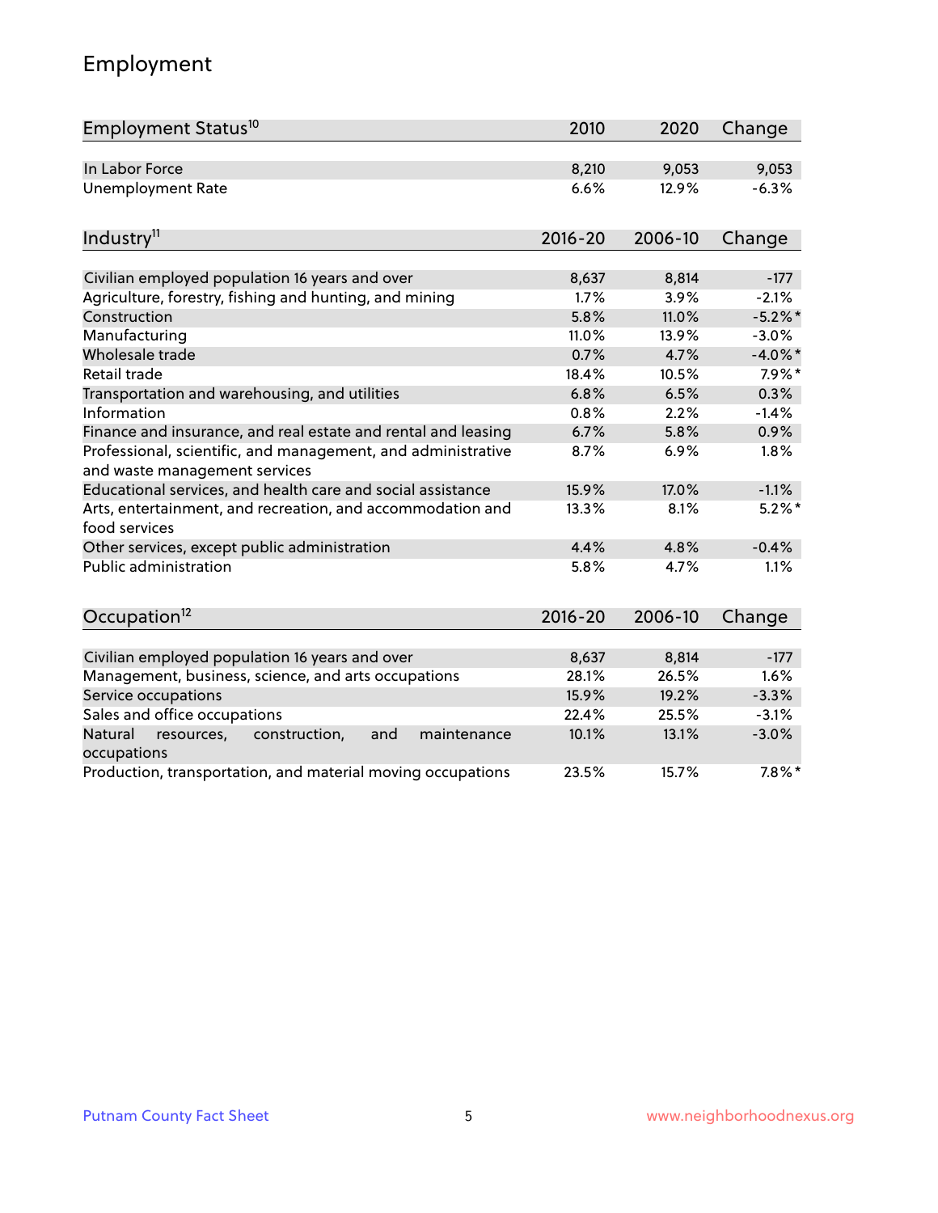## Employment

| Employment Status[10] | 2010 | 2020 | Change |
|---|---|---|---|
| In Labor Force | 8,210 | 9,053 | 9,053 |
| Unemployment Rate | 6.6% | 12.9% | -6.3% |

| Industry[11] | 2016-20 | 2006-10 | Change |
|---|---|---|---|
| Civilian employed population 16 years and over | 8,637 | 8,814 | -177 |
| Agriculture, forestry, fishing and hunting, and mining | 1.7% | 3.9% | -2.1% |
| Construction | 5.8% | 11.0% | -5.2%* |
| Manufacturing | 11.0% | 13.9% | -3.0% |
| Wholesale trade | 0.7% | 4.7% | -4.0%* |
| Retail trade | 18.4% | 10.5% | 7.9%* |
| Transportation and warehousing, and utilities | 6.8% | 6.5% | 0.3% |
| Information | 0.8% | 2.2% | -1.4% |
| Finance and insurance, and real estate and rental and leasing | 6.7% | 5.8% | 0.9% |
| Professional, scientific, and management, and administrative and waste management services | 8.7% | 6.9% | 1.8% |
| Educational services, and health care and social assistance | 15.9% | 17.0% | -1.1% |
| Arts, entertainment, and recreation, and accommodation and food services | 13.3% | 8.1% | 5.2%* |
| Other services, except public administration | 4.4% | 4.8% | -0.4% |
| Public administration | 5.8% | 4.7% | 1.1% |

| Occupation[12] | 2016-20 | 2006-10 | Change |
|---|---|---|---|
| Civilian employed population 16 years and over | 8,637 | 8,814 | -177 |
| Management, business, science, and arts occupations | 28.1% | 26.5% | 1.6% |
| Service occupations | 15.9% | 19.2% | -3.3% |
| Sales and office occupations | 22.4% | 25.5% | -3.1% |
| Natural resources, construction, and maintenance occupations | 10.1% | 13.1% | -3.0% |
| Production, transportation, and material moving occupations | 23.5% | 15.7% | 7.8%* |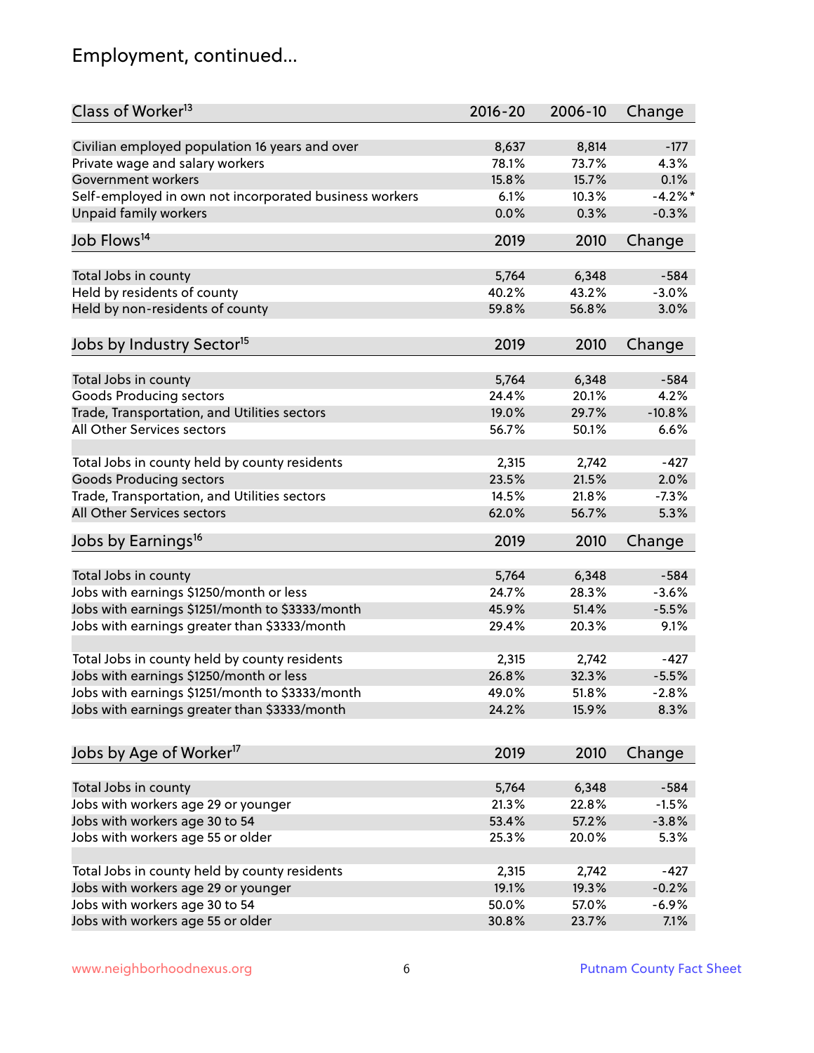## Employment, continued...

| Class of Worker[13] | 2016-20 | 2006-10 | Change |
|---|---|---|---|
| Civilian employed population 16 years and over | 8,637 | 8,814 | -177 |
| Private wage and salary workers | 78.1% | 73.7% | 4.3% |
| Government workers | 15.8% | 15.7% | 0.1% |
| Self-employed in own not incorporated business workers | 6.1% | 10.3% | -4.2%* |
| Unpaid family workers | 0.0% | 0.3% | -0.3% |

| Job Flows[14] | 2019 | 2010 | Change |
|---|---|---|---|
| Total Jobs in county | 5,764 | 6,348 | -584 |
| Held by residents of county | 40.2% | 43.2% | -3.0% |
| Held by non-residents of county | 59.8% | 56.8% | 3.0% |

| Jobs by Industry Sector[15] | 2019 | 2010 | Change |
|---|---|---|---|
| Total Jobs in county | 5,764 | 6,348 | -584 |
| Goods Producing sectors | 24.4% | 20.1% | 4.2% |
| Trade, Transportation, and Utilities sectors | 19.0% | 29.7% | -10.8% |
| All Other Services sectors | 56.7% | 50.1% | 6.6% |
| | | | |
| Total Jobs in county held by county residents | 2,315 | 2,742 | -427 |
| Goods Producing sectors | 23.5% | 21.5% | 2.0% |
| Trade, Transportation, and Utilities sectors | 14.5% | 21.8% | -7.3% |
| All Other Services sectors | 62.0% | 56.7% | 5.3% |

| Jobs by Earnings[16] | 2019 | 2010 | Change |
|---|---|---|---|
| Total Jobs in county | 5,764 | 6,348 | -584 |
| Jobs with earnings $1250/month or less | 24.7% | 28.3% | -3.6% |
| Jobs with earnings $1251/month to $3333/month | 45.9% | 51.4% | -5.5% |
| Jobs with earnings greater than $3333/month | 29.4% | 20.3% | 9.1% |
| | | | |
| Total Jobs in county held by county residents | 2,315 | 2,742 | -427 |
| Jobs with earnings $1250/month or less | 26.8% | 32.3% | -5.5% |
| Jobs with earnings $1251/month to $3333/month | 49.0% | 51.8% | -2.8% |
| Jobs with earnings greater than $3333/month | 24.2% | 15.9% | 8.3% |

| Jobs by Age of Worker[17] | 2019 | 2010 | Change |
|---|---|---|---|
| Total Jobs in county | 5,764 | 6,348 | -584 |
| Jobs with workers age 29 or younger | 21.3% | 22.8% | -1.5% |
| Jobs with workers age 30 to 54 | 53.4% | 57.2% | -3.8% |
| Jobs with workers age 55 or older | 25.3% | 20.0% | 5.3% |
| | | | |
| Total Jobs in county held by county residents | 2,315 | 2,742 | -427 |
| Jobs with workers age 29 or younger | 19.1% | 19.3% | -0.2% |
| Jobs with workers age 30 to 54 | 50.0% | 57.0% | -6.9% |
| Jobs with workers age 55 or older | 30.8% | 23.7% | 7.1% |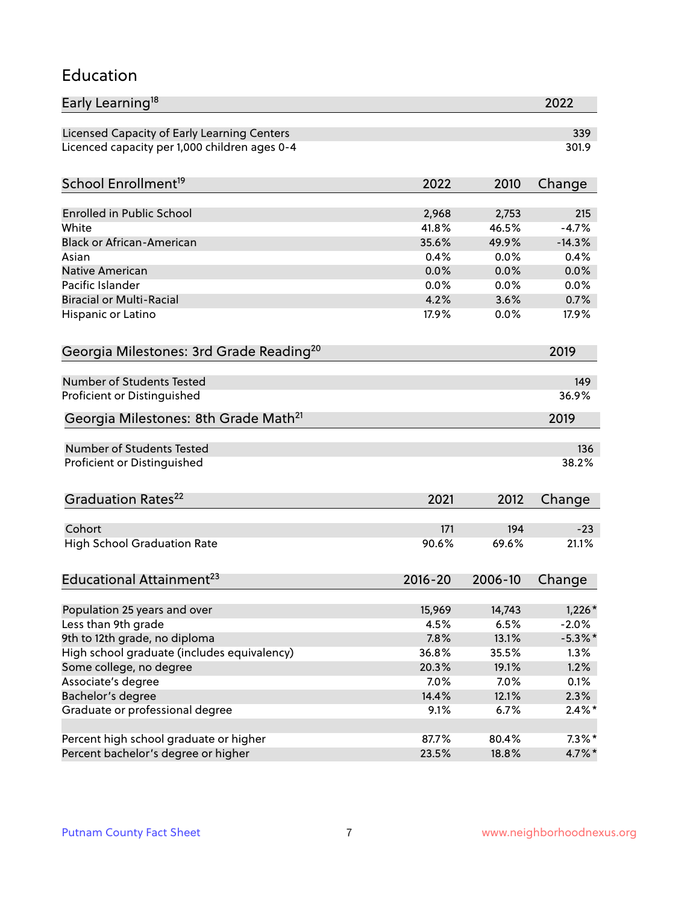## Education

| Early Learning[18] | 2022 |
|---|---|
| Licensed Capacity of Early Learning Centers | 339 |
| Licenced capacity per 1,000 children ages 0-4 | 301.9 |

| School Enrollment[19] | 2022 | 2010 | Change |
|---|---|---|---|
| Enrolled in Public School | 2,968 | 2,753 | 215 |
| White | 41.8% | 46.5% | -4.7% |
| Black or African-American | 35.6% | 49.9% | -14.3% |
| Asian | 0.4% | 0.0% | 0.4% |
| Native American | 0.0% | 0.0% | 0.0% |
| Pacific Islander | 0.0% | 0.0% | 0.0% |
| Biracial or Multi-Racial | 4.2% | 3.6% | 0.7% |
| Hispanic or Latino | 17.9% | 0.0% | 17.9% |

| Georgia Milestones: 3rd Grade Reading[20] | 2019 |
|---|---|
| Number of Students Tested | 149 |
| Proficient or Distinguished | 36.9% |

| Georgia Milestones: 8th Grade Math[21] | 2019 |
|---|---|
| Number of Students Tested | 136 |
| Proficient or Distinguished | 38.2% |

| Graduation Rates[22] | 2021 | 2012 | Change |
|---|---|---|---|
| Cohort | 171 | 194 | -23 |
| High School Graduation Rate | 90.6% | 69.6% | 21.1% |

| Educational Attainment[23] | 2016-20 | 2006-10 | Change |
|---|---|---|---|
| Population 25 years and over | 15,969 | 14,743 | 1,226* |
| Less than 9th grade | 4.5% | 6.5% | -2.0% |
| 9th to 12th grade, no diploma | 7.8% | 13.1% | -5.3%* |
| High school graduate (includes equivalency) | 36.8% | 35.5% | 1.3% |
| Some college, no degree | 20.3% | 19.1% | 1.2% |
| Associate's degree | 7.0% | 7.0% | 0.1% |
| Bachelor's degree | 14.4% | 12.1% | 2.3% |
| Graduate or professional degree | 9.1% | 6.7% | 2.4%* |
| | | | |
| Percent high school graduate or higher | 87.7% | 80.4% | 7.3%* |
| Percent bachelor's degree or higher | 23.5% | 18.8% | 4.7%* |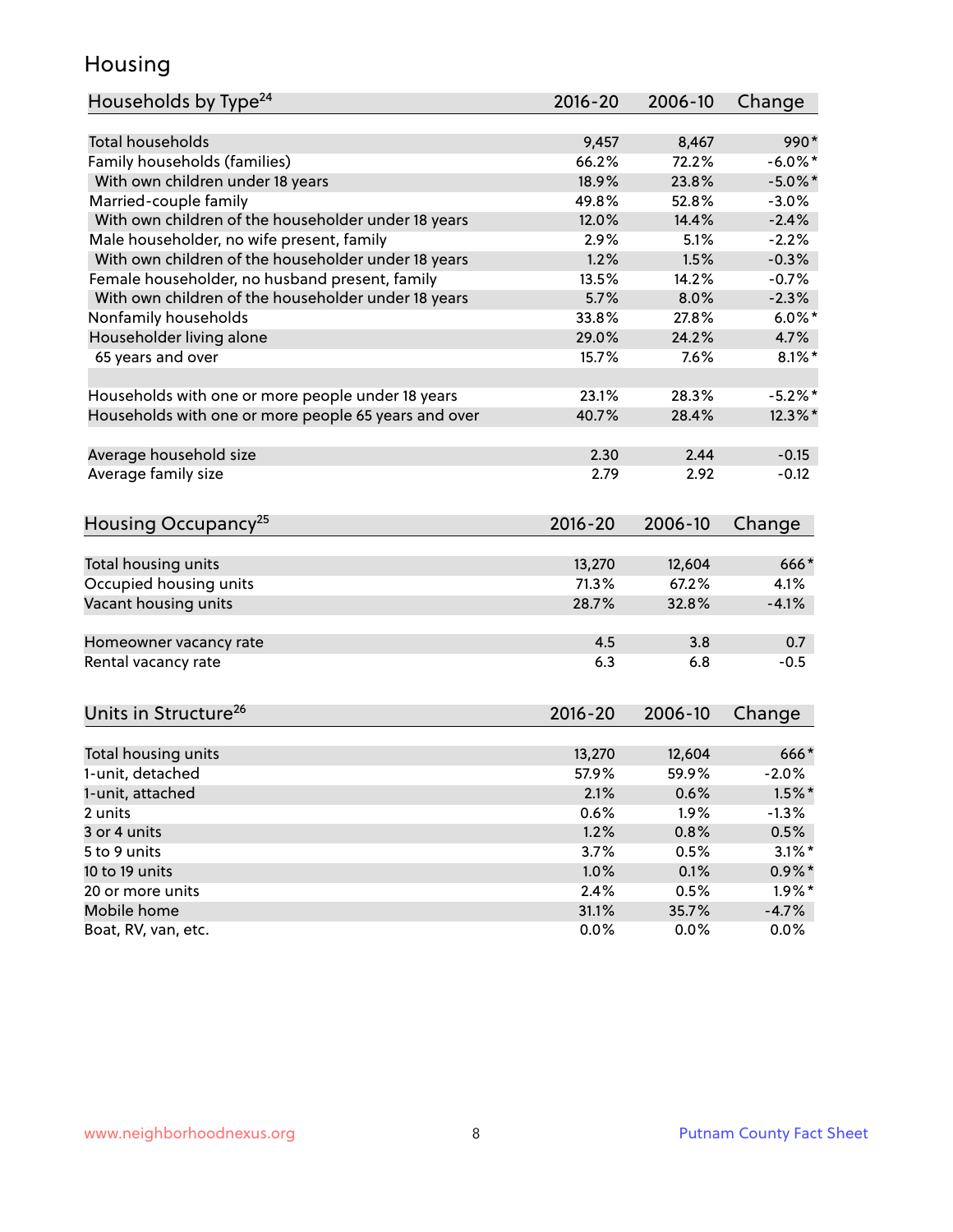# Housing

| Households by Type[24] | 2016-20 | 2006-10 | Change |
|---|---|---|---|
| Total households | 9,457 | 8,467 | 990* |
| Family households (families) | 66.2% | 72.2% | -6.0%* |
| With own children under 18 years | 18.9% | 23.8% | -5.0%* |
| Married-couple family | 49.8% | 52.8% | -3.0% |
| With own children of the householder under 18 years | 12.0% | 14.4% | -2.4% |
| Male householder, no wife present, family | 2.9% | 5.1% | -2.2% |
| With own children of the householder under 18 years | 1.2% | 1.5% | -0.3% |
| Female householder, no husband present, family | 13.5% | 14.2% | -0.7% |
| With own children of the householder under 18 years | 5.7% | 8.0% | -2.3% |
| Nonfamily households | 33.8% | 27.8% | 6.0%* |
| Householder living alone | 29.0% | 24.2% | 4.7% |
| 65 years and over | 15.7% | 7.6% | 8.1%* |
| | | | |
| Households with one or more people under 18 years | 23.1% | 28.3% | -5.2%* |
| Households with one or more people 65 years and over | 40.7% | 28.4% | 12.3%* |
| | | | |
| Average household size | 2.30 | 2.44 | -0.15 |
| Average family size | 2.79 | 2.92 | -0.12 |

| Housing Occupancy[25] | 2016-20 | 2006-10 | Change |
|---|---|---|---|
| Total housing units | 13,270 | 12,604 | 666* |
| Occupied housing units | 71.3% | 67.2% | 4.1% |
| Vacant housing units | 28.7% | 32.8% | -4.1% |
| | | | |
| Homeowner vacancy rate | 4.5 | 3.8 | 0.7 |
| Rental vacancy rate | 6.3 | 6.8 | -0.5 |

| Units in Structure[26] | 2016-20 | 2006-10 | Change |
|---|---|---|---|
| Total housing units | 13,270 | 12,604 | 666* |
| 1-unit, detached | 57.9% | 59.9% | -2.0% |
| 1-unit, attached | 2.1% | 0.6% | 1.5%* |
| 2 units | 0.6% | 1.9% | -1.3% |
| 3 or 4 units | 1.2% | 0.8% | 0.5% |
| 5 to 9 units | 3.7% | 0.5% | 3.1%* |
| 10 to 19 units | 1.0% | 0.1% | 0.9%* |
| 20 or more units | 2.4% | 0.5% | 1.9%* |
| Mobile home | 31.1% | 35.7% | -4.7% |
| Boat, RV, van, etc. | 0.0% | 0.0% | 0.0% |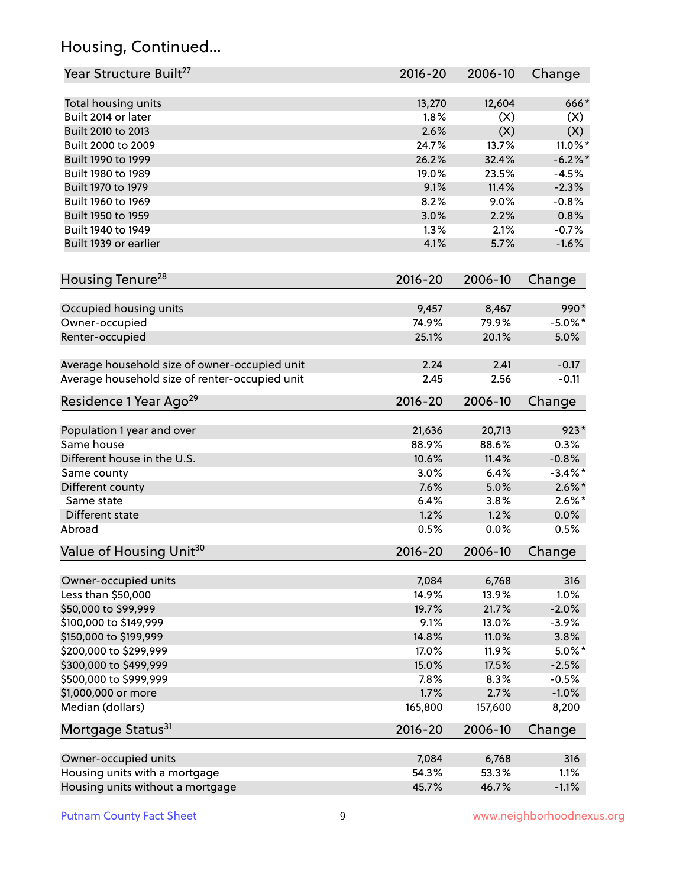## Housing, Continued...

| Year Structure Built[27] | 2016-20 | 2006-10 | Change |
|---|---|---|---|
| Total housing units | 13,270 | 12,604 | 666* |
| Built 2014 or later | 1.8% | (X) | (X) |
| Built 2010 to 2013 | 2.6% | (X) | (X) |
| Built 2000 to 2009 | 24.7% | 13.7% | 11.0%* |
| Built 1990 to 1999 | 26.2% | 32.4% | -6.2%* |
| Built 1980 to 1989 | 19.0% | 23.5% | -4.5% |
| Built 1970 to 1979 | 9.1% | 11.4% | -2.3% |
| Built 1960 to 1969 | 8.2% | 9.0% | -0.8% |
| Built 1950 to 1959 | 3.0% | 2.2% | 0.8% |
| Built 1940 to 1949 | 1.3% | 2.1% | -0.7% |
| Built 1939 or earlier | 4.1% | 5.7% | -1.6% |

| Housing Tenure[28] | 2016-20 | 2006-10 | Change |
|---|---|---|---|
| Occupied housing units | 9,457 | 8,467 | 990* |
| Owner-occupied | 74.9% | 79.9% | -5.0%* |
| Renter-occupied | 25.1% | 20.1% | 5.0% |
| Average household size of owner-occupied unit | 2.24 | 2.41 | -0.17 |
| Average household size of renter-occupied unit | 2.45 | 2.56 | -0.11 |

| Residence 1 Year Ago[29] | 2016-20 | 2006-10 | Change |
|---|---|---|---|
| Population 1 year and over | 21,636 | 20,713 | 923* |
| Same house | 88.9% | 88.6% | 0.3% |
| Different house in the U.S. | 10.6% | 11.4% | -0.8% |
| Same county | 3.0% | 6.4% | -3.4%* |
| Different county | 7.6% | 5.0% | 2.6%* |
| Same state | 6.4% | 3.8% | 2.6%* |
| Different state | 1.2% | 1.2% | 0.0% |
| Abroad | 0.5% | 0.0% | 0.5% |

| Value of Housing Unit[30] | 2016-20 | 2006-10 | Change |
|---|---|---|---|
| Owner-occupied units | 7,084 | 6,768 | 316 |
| Less than $50,000 | 14.9% | 13.9% | 1.0% |
| $50,000 to $99,999 | 19.7% | 21.7% | -2.0% |
| $100,000 to $149,999 | 9.1% | 13.0% | -3.9% |
| $150,000 to $199,999 | 14.8% | 11.0% | 3.8% |
| $200,000 to $299,999 | 17.0% | 11.9% | 5.0%* |
| $300,000 to $499,999 | 15.0% | 17.5% | -2.5% |
| $500,000 to $999,999 | 7.8% | 8.3% | -0.5% |
| $1,000,000 or more | 1.7% | 2.7% | -1.0% |
| Median (dollars) | 165,800 | 157,600 | 8,200 |

| Mortgage Status[31] | 2016-20 | 2006-10 | Change |
|---|---|---|---|
| Owner-occupied units | 7,084 | 6,768 | 316 |
| Housing units with a mortgage | 54.3% | 53.3% | 1.1% |
| Housing units without a mortgage | 45.7% | 46.7% | -1.1% |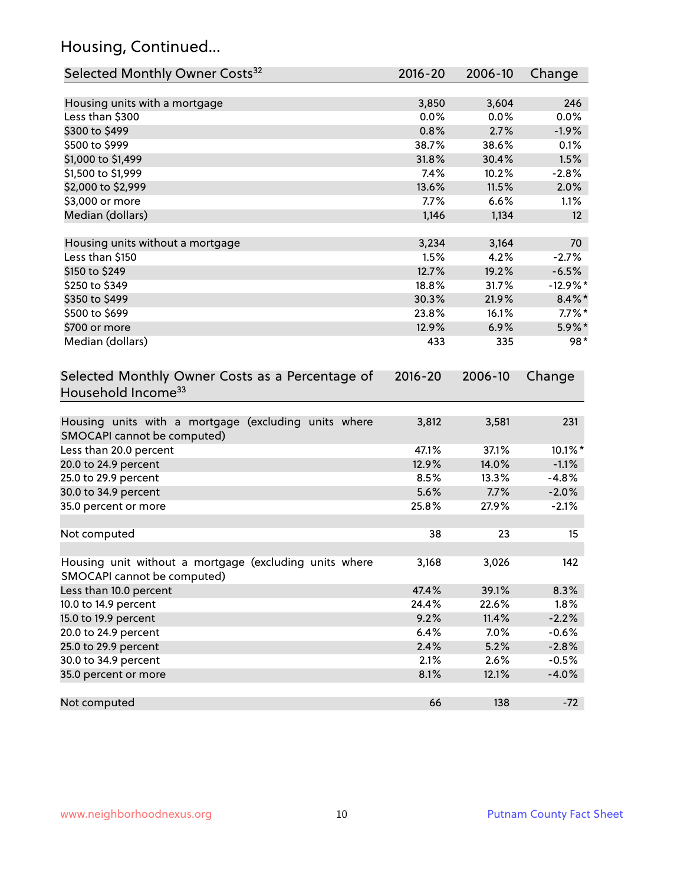## Housing, Continued...

| Selected Monthly Owner Costs[32] | 2016-20 | 2006-10 | Change |
|---|---|---|---|
| Housing units with a mortgage | 3,850 | 3,604 | 246 |
| Less than $300 | 0.0% | 0.0% | 0.0% |
| $300 to $499 | 0.8% | 2.7% | -1.9% |
| $500 to $999 | 38.7% | 38.6% | 0.1% |
| $1,000 to $1,499 | 31.8% | 30.4% | 1.5% |
| $1,500 to $1,999 | 7.4% | 10.2% | -2.8% |
| $2,000 to $2,999 | 13.6% | 11.5% | 2.0% |
| $3,000 or more | 7.7% | 6.6% | 1.1% |
| Median (dollars) | 1,146 | 1,134 | 12 |
| | | | |
| Housing units without a mortgage | 3,234 | 3,164 | 70 |
| Less than $150 | 1.5% | 4.2% | -2.7% |
| $150 to $249 | 12.7% | 19.2% | -6.5% |
| $250 to $349 | 18.8% | 31.7% | -12.9%* |
| $350 to $499 | 30.3% | 21.9% | 8.4%* |
| $500 to $699 | 23.8% | 16.1% | 7.7%* |
| $700 or more | 12.9% | 6.9% | 5.9%* |
| Median (dollars) | 433 | 335 | 98* |

| Selected Monthly Owner Costs as a Percentage of Household Income[33] | 2016-20 | 2006-10 | Change |
|---|---|---|---|
| Housing units with a mortgage (excluding units where SMOCAPI cannot be computed) | 3,812 | 3,581 | 231 |
| Less than 20.0 percent | 47.1% | 37.1% | 10.1%* |
| 20.0 to 24.9 percent | 12.9% | 14.0% | -1.1% |
| 25.0 to 29.9 percent | 8.5% | 13.3% | -4.8% |
| 30.0 to 34.9 percent | 5.6% | 7.7% | -2.0% |
| 35.0 percent or more | 25.8% | 27.9% | -2.1% |
| | | | |
| Not computed | 38 | 23 | 15 |
| | | | |
| Housing unit without a mortgage (excluding units where SMOCAPI cannot be computed) | 3,168 | 3,026 | 142 |
| Less than 10.0 percent | 47.4% | 39.1% | 8.3% |
| 10.0 to 14.9 percent | 24.4% | 22.6% | 1.8% |
| 15.0 to 19.9 percent | 9.2% | 11.4% | -2.2% |
| 20.0 to 24.9 percent | 6.4% | 7.0% | -0.6% |
| 25.0 to 29.9 percent | 2.4% | 5.2% | -2.8% |
| 30.0 to 34.9 percent | 2.1% | 2.6% | -0.5% |
| 35.0 percent or more | 8.1% | 12.1% | -4.0% |
| | | | |
| Not computed | 66 | 138 | -72 |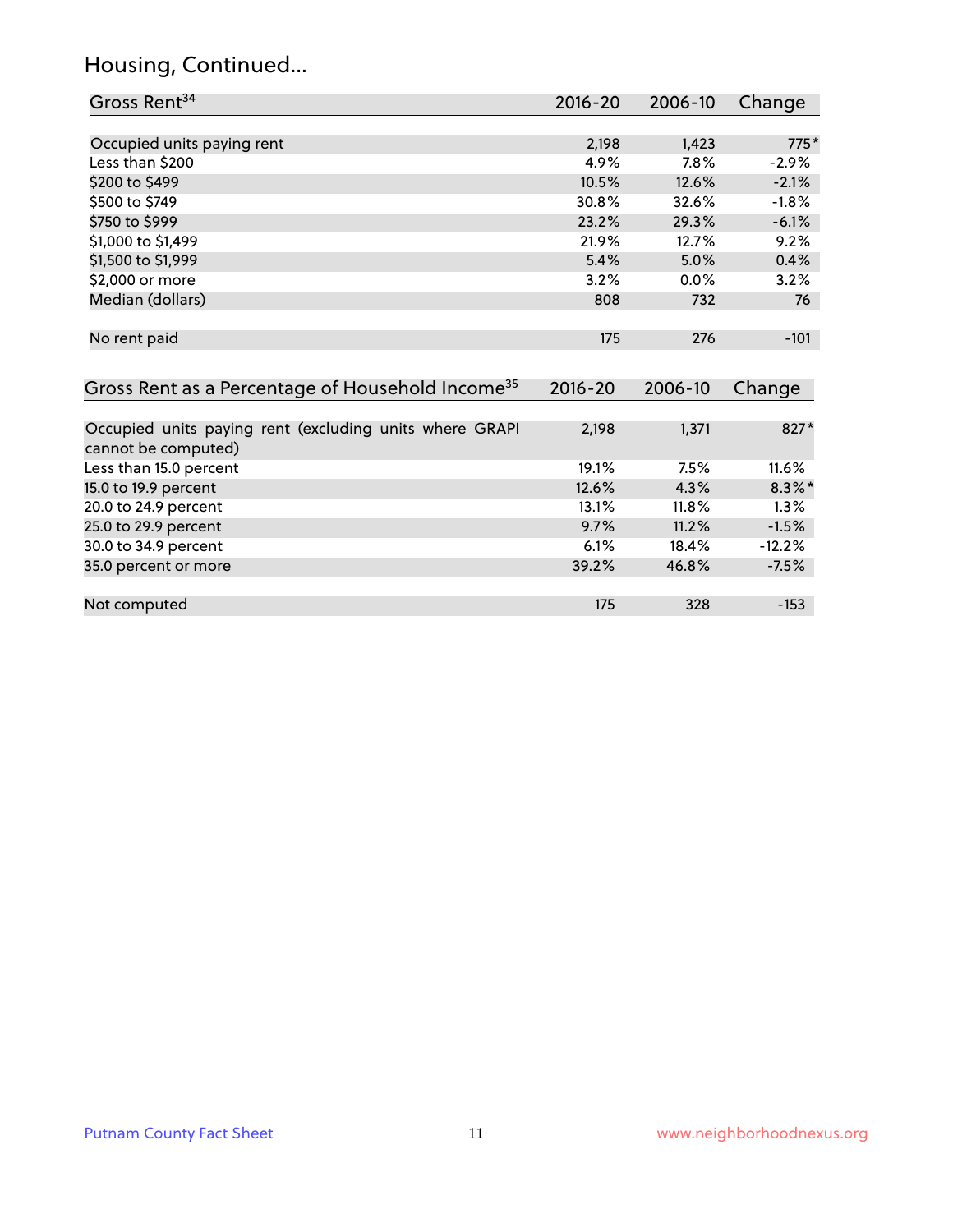## Housing, Continued...

| Gross Rent[34] | 2016-20 | 2006-10 | Change |
|---|---|---|---|
| Occupied units paying rent | 2,198 | 1,423 | 775* |
| Less than $200 | 4.9% | 7.8% | -2.9% |
| $200 to $499 | 10.5% | 12.6% | -2.1% |
| $500 to $749 | 30.8% | 32.6% | -1.8% |
| $750 to $999 | 23.2% | 29.3% | -6.1% |
| $1,000 to $1,499 | 21.9% | 12.7% | 9.2% |
| $1,500 to $1,999 | 5.4% | 5.0% | 0.4% |
| $2,000 or more | 3.2% | 0.0% | 3.2% |
| Median (dollars) | 808 | 732 | 76 |
| No rent paid | 175 | 276 | -101 |

| Gross Rent as a Percentage of Household Income[35] | 2016-20 | 2006-10 | Change |
|---|---|---|---|
| Occupied units paying rent (excluding units where GRAPI cannot be computed) | 2,198 | 1,371 | 827* |
| Less than 15.0 percent | 19.1% | 7.5% | 11.6% |
| 15.0 to 19.9 percent | 12.6% | 4.3% | 8.3%* |
| 20.0 to 24.9 percent | 13.1% | 11.8% | 1.3% |
| 25.0 to 29.9 percent | 9.7% | 11.2% | -1.5% |
| 30.0 to 34.9 percent | 6.1% | 18.4% | -12.2% |
| 35.0 percent or more | 39.2% | 46.8% | -7.5% |
| Not computed | 175 | 328 | -153 |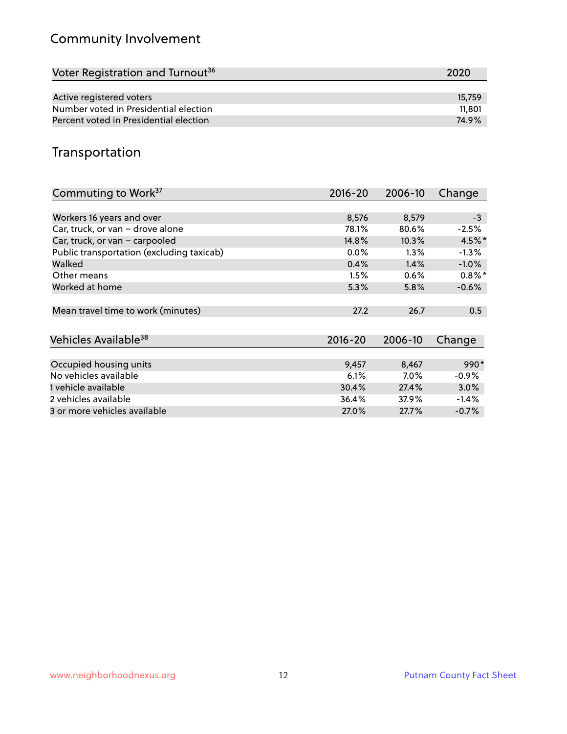## Community Involvement

| Voter Registration and Turnout[36] | 2020 |
|---|---|
| Active registered voters | 15,759 |
| Number voted in Presidential election | 11,801 |
| Percent voted in Presidential election | 74.9% |

## Transportation

| Commuting to Work[37] | 2016-20 | 2006-10 | Change |
|---|---|---|---|
| Workers 16 years and over | 8,576 | 8,579 | -3 |
| Car, truck, or van – drove alone | 78.1% | 80.6% | -2.5% |
| Car, truck, or van – carpooled | 14.8% | 10.3% | 4.5%* |
| Public transportation (excluding taxicab) | 0.0% | 1.3% | -1.3% |
| Walked | 0.4% | 1.4% | -1.0% |
| Other means | 1.5% | 0.6% | 0.8%* |
| Worked at home | 5.3% | 5.8% | -0.6% |
| Mean travel time to work (minutes) | 27.2 | 26.7 | 0.5 |

| Vehicles Available[38] | 2016-20 | 2006-10 | Change |
|---|---|---|---|
| Occupied housing units | 9,457 | 8,467 | 990* |
| No vehicles available | 6.1% | 7.0% | -0.9% |
| 1 vehicle available | 30.4% | 27.4% | 3.0% |
| 2 vehicles available | 36.4% | 37.9% | -1.4% |
| 3 or more vehicles available | 27.0% | 27.7% | -0.7% |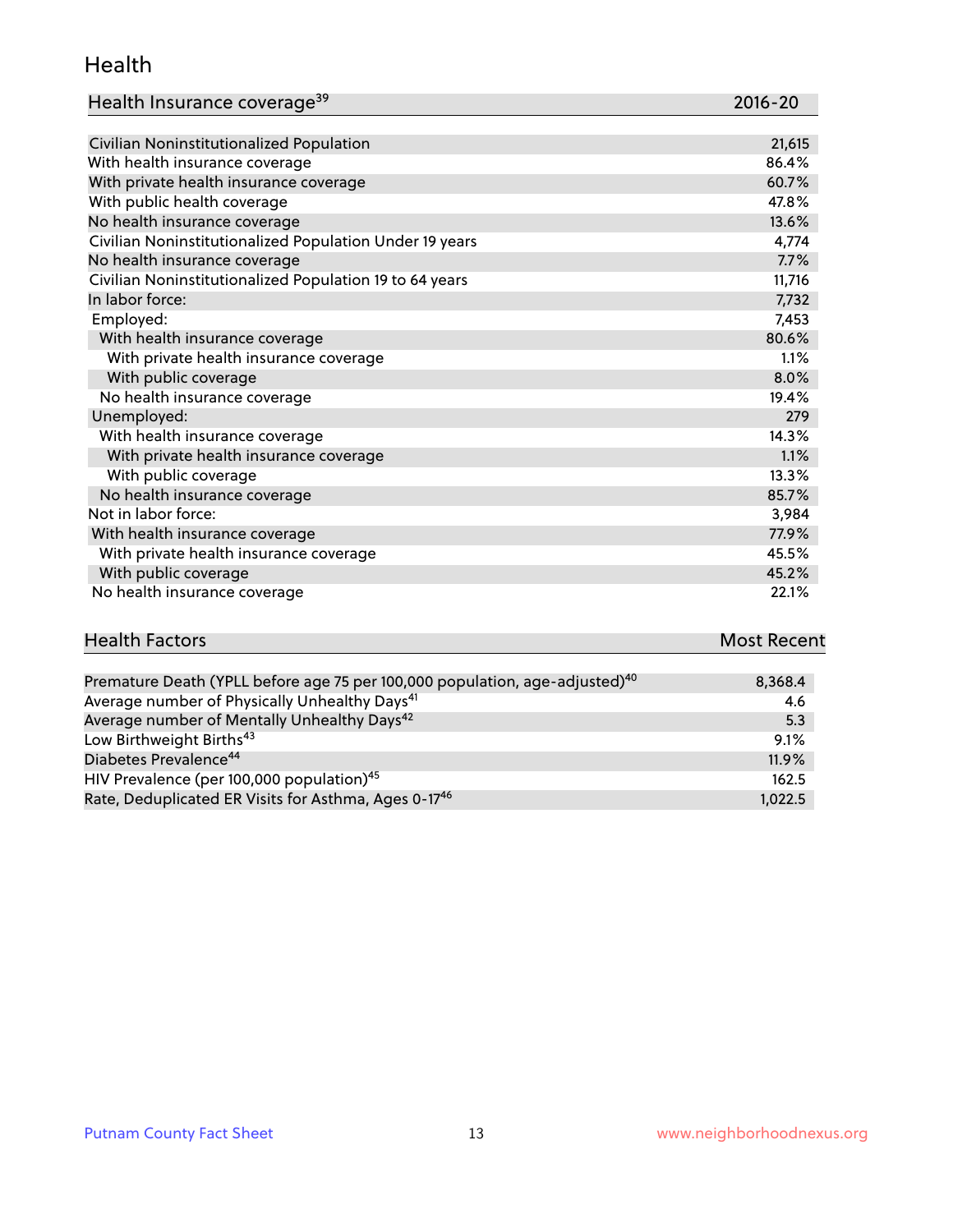# Health

| Health Insurance coverage[39] | 2016-20 |
|---|---|
| Civilian Noninstitutionalized Population | 21,615 |
| With health insurance coverage | 86.4% |
| With private health insurance coverage | 60.7% |
| With public health coverage | 47.8% |
| No health insurance coverage | 13.6% |
| Civilian Noninstitutionalized Population Under 19 years | 4,774 |
| No health insurance coverage | 7.7% |
| Civilian Noninstitutionalized Population 19 to 64 years | 11,716 |
| In labor force: | 7,732 |
| Employed: | 7,453 |
| With health insurance coverage | 80.6% |
| With private health insurance coverage | 1.1% |
| With public coverage | 8.0% |
| No health insurance coverage | 19.4% |
| Unemployed: | 279 |
| With health insurance coverage | 14.3% |
| With private health insurance coverage | 1.1% |
| With public coverage | 13.3% |
| No health insurance coverage | 85.7% |
| Not in labor force: | 3,984 |
| With health insurance coverage | 77.9% |
| With private health insurance coverage | 45.5% |
| With public coverage | 45.2% |
| No health insurance coverage | 22.1% |

| Health Factors | Most Recent |
|---|---|
| Premature Death (YPLL before age 75 per 100,000 population, age-adjusted)[40] | 8,368.4 |
| Average number of Physically Unhealthy Days[41] | 4.6 |
| Average number of Mentally Unhealthy Days[42] | 5.3 |
| Low Birthweight Births[43] | 9.1% |
| Diabetes Prevalence[44] | 11.9% |
| HIV Prevalence (per 100,000 population)[45] | 162.5 |
| Rate, Deduplicated ER Visits for Asthma, Ages 0-17[46] | 1,022.5 |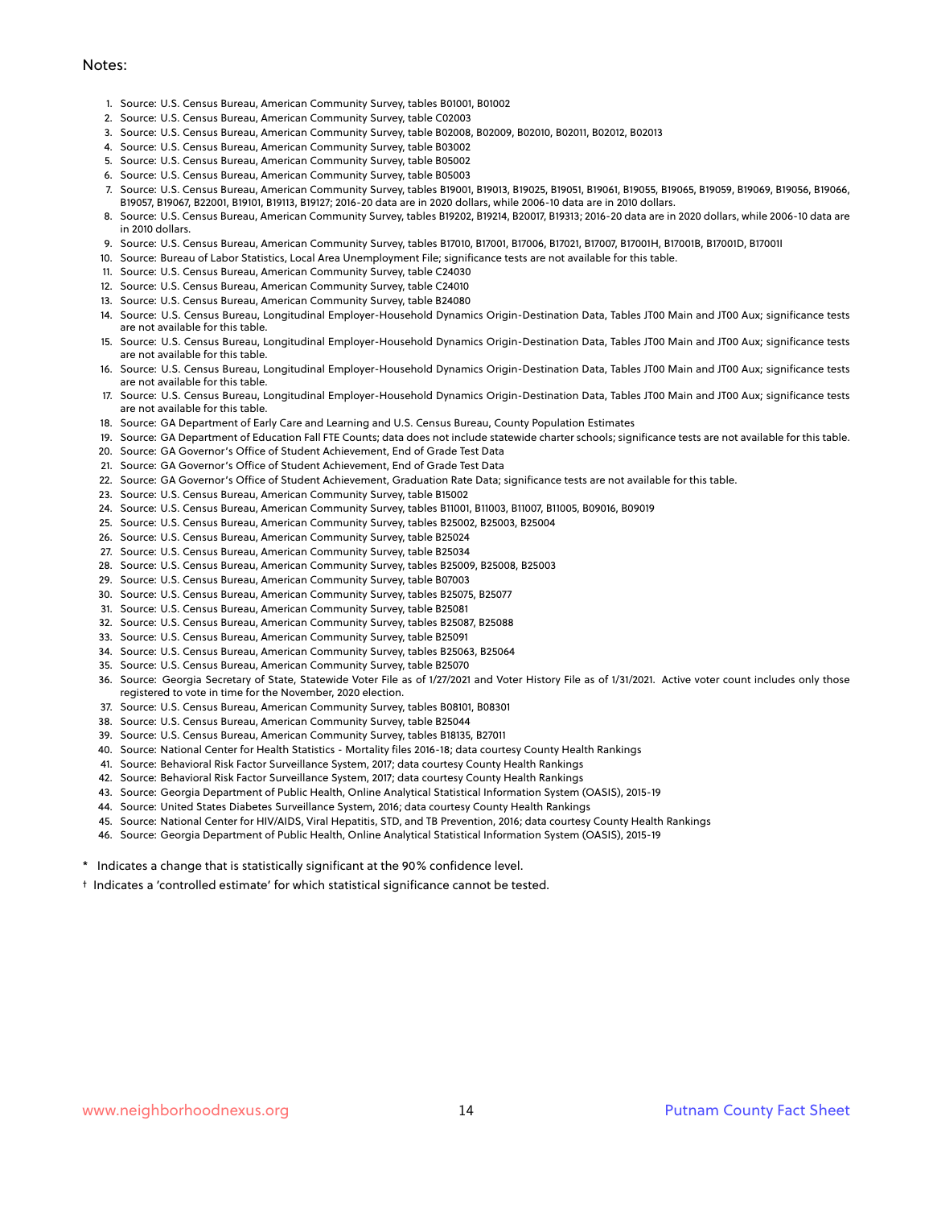Notes:

1. Source: U.S. Census Bureau, American Community Survey, tables B01001, B01002
2. Source: U.S. Census Bureau, American Community Survey, table C02003
3. Source: U.S. Census Bureau, American Community Survey, table B02008, B02009, B02010, B02011, B02012, B02013
4. Source: U.S. Census Bureau, American Community Survey, table B03002
5. Source: U.S. Census Bureau, American Community Survey, table B05002
6. Source: U.S. Census Bureau, American Community Survey, table B05003
7. Source: U.S. Census Bureau, American Community Survey, tables B19001, B19013, B19025, B19051, B19061, B19055, B19065, B19059, B19069, B19056, B19066, B19057, B19067, B22001, B19101, B19113, B19127; 2016-20 data are in 2020 dollars, while 2006-10 data are in 2010 dollars.
8. Source: U.S. Census Bureau, American Community Survey, tables B19202, B19214, B20017, B19313; 2016-20 data are in 2020 dollars, while 2006-10 data are in 2010 dollars.
9. Source: U.S. Census Bureau, American Community Survey, tables B17010, B17001, B17006, B17021, B17007, B17001H, B17001B, B17001D, B17001I
10. Source: Bureau of Labor Statistics, Local Area Unemployment File; significance tests are not available for this table.
11. Source: U.S. Census Bureau, American Community Survey, table C24030
12. Source: U.S. Census Bureau, American Community Survey, table C24010
13. Source: U.S. Census Bureau, American Community Survey, table B24080
14. Source: U.S. Census Bureau, Longitudinal Employer-Household Dynamics Origin-Destination Data, Tables JT00 Main and JT00 Aux; significance tests are not available for this table.
15. Source: U.S. Census Bureau, Longitudinal Employer-Household Dynamics Origin-Destination Data, Tables JT00 Main and JT00 Aux; significance tests are not available for this table.
16. Source: U.S. Census Bureau, Longitudinal Employer-Household Dynamics Origin-Destination Data, Tables JT00 Main and JT00 Aux; significance tests are not available for this table.
17. Source: U.S. Census Bureau, Longitudinal Employer-Household Dynamics Origin-Destination Data, Tables JT00 Main and JT00 Aux; significance tests are not available for this table.
18. Source: GA Department of Early Care and Learning and U.S. Census Bureau, County Population Estimates
19. Source: GA Department of Education Fall FTE Counts; data does not include statewide charter schools; significance tests are not available for this table.
20. Source: GA Governor's Office of Student Achievement, End of Grade Test Data
21. Source: GA Governor's Office of Student Achievement, End of Grade Test Data
22. Source: GA Governor's Office of Student Achievement, Graduation Rate Data; significance tests are not available for this table.
23. Source: U.S. Census Bureau, American Community Survey, table B15002
24. Source: U.S. Census Bureau, American Community Survey, tables B11001, B11003, B11007, B11005, B09016, B09019
25. Source: U.S. Census Bureau, American Community Survey, tables B25002, B25003, B25004
26. Source: U.S. Census Bureau, American Community Survey, table B25024
27. Source: U.S. Census Bureau, American Community Survey, table B25034
28. Source: U.S. Census Bureau, American Community Survey, tables B25009, B25008, B25003
29. Source: U.S. Census Bureau, American Community Survey, table B07003
30. Source: U.S. Census Bureau, American Community Survey, tables B25075, B25077
31. Source: U.S. Census Bureau, American Community Survey, table B25081
32. Source: U.S. Census Bureau, American Community Survey, tables B25087, B25088
33. Source: U.S. Census Bureau, American Community Survey, table B25091
34. Source: U.S. Census Bureau, American Community Survey, tables B25063, B25064
35. Source: U.S. Census Bureau, American Community Survey, table B25070
36. Source: Georgia Secretary of State, Statewide Voter File as of 1/27/2021 and Voter History File as of 1/31/2021. Active voter count includes only those registered to vote in time for the November, 2020 election.
37. Source: U.S. Census Bureau, American Community Survey, tables B08101, B08301
38. Source: U.S. Census Bureau, American Community Survey, table B25044
39. Source: U.S. Census Bureau, American Community Survey, tables B18135, B27011
40. Source: National Center for Health Statistics - Mortality files 2016-18; data courtesy County Health Rankings
41. Source: Behavioral Risk Factor Surveillance System, 2017; data courtesy County Health Rankings
42. Source: Behavioral Risk Factor Surveillance System, 2017; data courtesy County Health Rankings
43. Source: Georgia Department of Public Health, Online Analytical Statistical Information System (OASIS), 2015-19
44. Source: United States Diabetes Surveillance System, 2016; data courtesy County Health Rankings
45. Source: National Center for HIV/AIDS, Viral Hepatitis, STD, and TB Prevention, 2016; data courtesy County Health Rankings
46. Source: Georgia Department of Public Health, Online Analytical Statistical Information System (OASIS), 2015-19

\* Indicates a change that is statistically significant at the 90% confidence level.

† Indicates a 'controlled estimate' for which statistical significance cannot be tested.